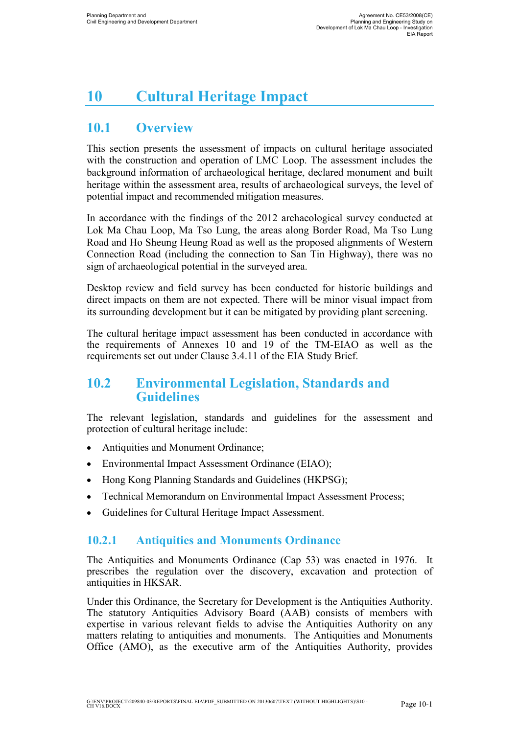# 10 Cultural Heritage Impact

## 10.1 Overview

This section presents the assessment of impacts on cultural heritage associated with the construction and operation of LMC Loop. The assessment includes the background information of archaeological heritage, declared monument and built heritage within the assessment area, results of archaeological surveys, the level of potential impact and recommended mitigation measures.

In accordance with the findings of the 2012 archaeological survey conducted at Lok Ma Chau Loop, Ma Tso Lung, the areas along Border Road, Ma Tso Lung Road and Ho Sheung Heung Road as well as the proposed alignments of Western Connection Road (including the connection to San Tin Highway), there was no sign of archaeological potential in the surveyed area.

Desktop review and field survey has been conducted for historic buildings and direct impacts on them are not expected. There will be minor visual impact from its surrounding development but it can be mitigated by providing plant screening.

The cultural heritage impact assessment has been conducted in accordance with the requirements of Annexes 10 and 19 of the TM-EIAO as well as the requirements set out under Clause 3.4.11 of the EIA Study Brief.

## 10.2 Environmental Legislation, Standards and Guidelines

The relevant legislation, standards and guidelines for the assessment and protection of cultural heritage include:

- Antiquities and Monument Ordinance;
- Environmental Impact Assessment Ordinance (EIAO);
- Hong Kong Planning Standards and Guidelines (HKPSG);
- Technical Memorandum on Environmental Impact Assessment Process;
- Guidelines for Cultural Heritage Impact Assessment.

### 10.2.1 Antiquities and Monuments Ordinance

The Antiquities and Monuments Ordinance (Cap 53) was enacted in 1976. It prescribes the regulation over the discovery, excavation and protection of antiquities in HKSAR.

Under this Ordinance, the Secretary for Development is the Antiquities Authority. The statutory Antiquities Advisory Board (AAB) consists of members with expertise in various relevant fields to advise the Antiquities Authority on any matters relating to antiquities and monuments. The Antiquities and Monuments Office (AMO), as the executive arm of the Antiquities Authority, provides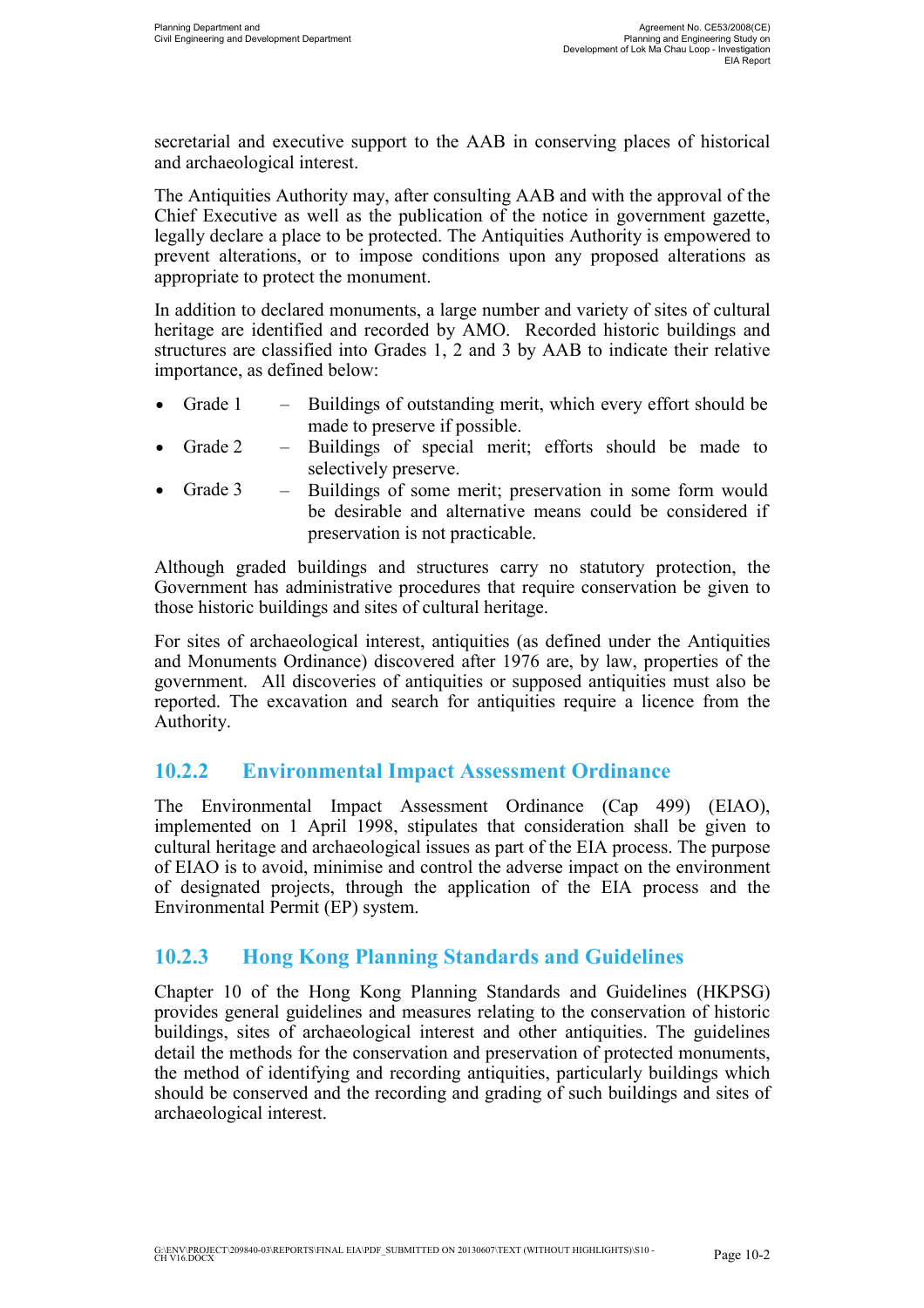secretarial and executive support to the AAB in conserving places of historical and archaeological interest.

The Antiquities Authority may, after consulting AAB and with the approval of the Chief Executive as well as the publication of the notice in government gazette, legally declare a place to be protected. The Antiquities Authority is empowered to prevent alterations, or to impose conditions upon any proposed alterations as appropriate to protect the monument.

In addition to declared monuments, a large number and variety of sites of cultural heritage are identified and recorded by AMO. Recorded historic buildings and structures are classified into Grades 1, 2 and 3 by AAB to indicate their relative importance, as defined below:

- Grade 1 – Buildings of outstanding merit, which every effort should be made to preserve if possible.
- Grade 2 – Buildings of special merit; efforts should be made to selectively preserve.
- Grade 3 – Buildings of some merit; preservation in some form would be desirable and alternative means could be considered if preservation is not practicable.

Although graded buildings and structures carry no statutory protection, the Government has administrative procedures that require conservation be given to those historic buildings and sites of cultural heritage.

For sites of archaeological interest, antiquities (as defined under the Antiquities and Monuments Ordinance) discovered after 1976 are, by law, properties of the government. All discoveries of antiquities or supposed antiquities must also be reported. The excavation and search for antiquities require a licence from the Authority.

### 10.2.2 Environmental Impact Assessment Ordinance

The Environmental Impact Assessment Ordinance (Cap 499) (EIAO), implemented on 1 April 1998, stipulates that consideration shall be given to cultural heritage and archaeological issues as part of the EIA process. The purpose of EIAO is to avoid, minimise and control the adverse impact on the environment of designated projects, through the application of the EIA process and the Environmental Permit (EP) system.

### 10.2.3 Hong Kong Planning Standards and Guidelines

Chapter 10 of the Hong Kong Planning Standards and Guidelines (HKPSG) provides general guidelines and measures relating to the conservation of historic buildings, sites of archaeological interest and other antiquities. The guidelines detail the methods for the conservation and preservation of protected monuments, the method of identifying and recording antiquities, particularly buildings which should be conserved and the recording and grading of such buildings and sites of archaeological interest.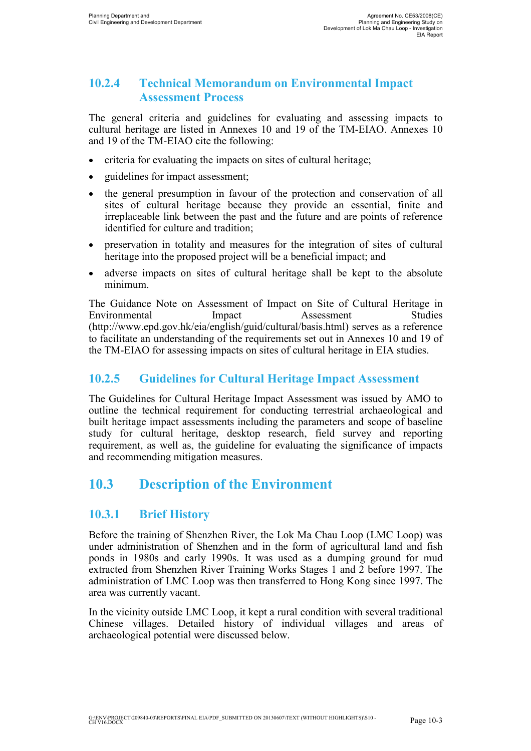### 10.2.4 Technical Memorandum on Environmental Impact Assessment Process

The general criteria and guidelines for evaluating and assessing impacts to cultural heritage are listed in Annexes 10 and 19 of the TM-EIAO. Annexes 10 and 19 of the TM-EIAO cite the following:

- criteria for evaluating the impacts on sites of cultural heritage;
- guidelines for impact assessment;
- the general presumption in favour of the protection and conservation of all sites of cultural heritage because they provide an essential, finite and irreplaceable link between the past and the future and are points of reference identified for culture and tradition;
- preservation in totality and measures for the integration of sites of cultural heritage into the proposed project will be a beneficial impact; and
- adverse impacts on sites of cultural heritage shall be kept to the absolute minimum.

The Guidance Note on Assessment of Impact on Site of Cultural Heritage in Environmental Impact Assessment Studies (http://www.epd.gov.hk/eia/english/guid/cultural/basis.html) serves as a reference to facilitate an understanding of the requirements set out in Annexes 10 and 19 of the TM-EIAO for assessing impacts on sites of cultural heritage in EIA studies.

### 10.2.5 Guidelines for Cultural Heritage Impact Assessment

The Guidelines for Cultural Heritage Impact Assessment was issued by AMO to outline the technical requirement for conducting terrestrial archaeological and built heritage impact assessments including the parameters and scope of baseline study for cultural heritage, desktop research, field survey and reporting requirement, as well as, the guideline for evaluating the significance of impacts and recommending mitigation measures.

## 10.3 Description of the Environment

### 10.3.1 Brief History

Before the training of Shenzhen River, the Lok Ma Chau Loop (LMC Loop) was under administration of Shenzhen and in the form of agricultural land and fish ponds in 1980s and early 1990s. It was used as a dumping ground for mud extracted from Shenzhen River Training Works Stages 1 and 2 before 1997. The administration of LMC Loop was then transferred to Hong Kong since 1997. The area was currently vacant.

In the vicinity outside LMC Loop, it kept a rural condition with several traditional Chinese villages. Detailed history of individual villages and areas of archaeological potential were discussed below.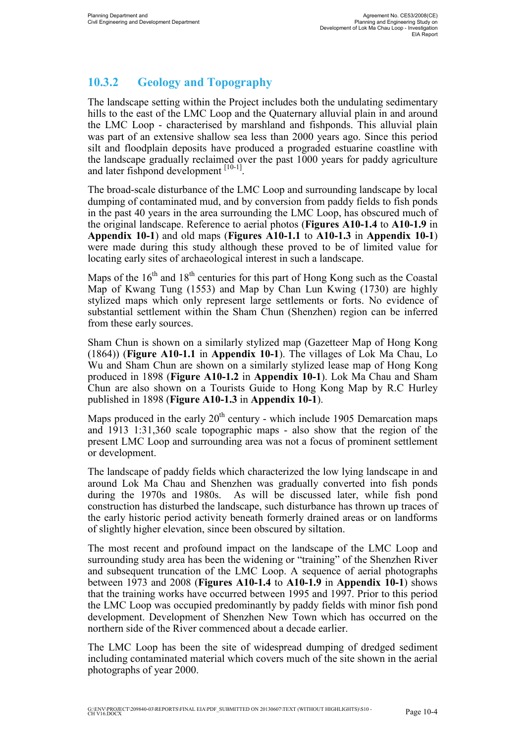### 10.3.2 Geology and Topography

The landscape setting within the Project includes both the undulating sedimentary hills to the east of the LMC Loop and the Quaternary alluvial plain in and around the LMC Loop - characterised by marshland and fishponds. This alluvial plain was part of an extensive shallow sea less than 2000 years ago. Since this period silt and floodplain deposits have produced a prograded estuarine coastline with the landscape gradually reclaimed over the past 1000 years for paddy agriculture and later fishpond development [10-1].

The broad-scale disturbance of the LMC Loop and surrounding landscape by local dumping of contaminated mud, and by conversion from paddy fields to fish ponds in the past 40 years in the area surrounding the LMC Loop, has obscured much of the original landscape. Reference to aerial photos (**Figures A10-1.4** to **A10-1.9** in **Appendix 10-1**) and old maps (**Figures A10-1.1** to **A10-1.3** in **Appendix 10-1**) were made during this study although these proved to be of limited value for locating early sites of archaeological interest in such a landscape.

Maps of the 16th and 18th centuries for this part of Hong Kong such as the Coastal Map of Kwang Tung (1553) and Map by Chan Lun Kwing (1730) are highly stylized maps which only represent large settlements or forts. No evidence of substantial settlement within the Sham Chun (Shenzhen) region can be inferred from these early sources.

Sham Chun is shown on a similarly stylized map (Gazetteer Map of Hong Kong (1864)) (**Figure A10-1.1** in **Appendix 10-1**). The villages of Lok Ma Chau, Lo Wu and Sham Chun are shown on a similarly stylized lease map of Hong Kong produced in 1898 (**Figure A10-1.2** in **Appendix 10-1**). Lok Ma Chau and Sham Chun are also shown on a Tourists Guide to Hong Kong Map by R.C Hurley published in 1898 (**Figure A10-1.3** in **Appendix 10-1**).

Maps produced in the early 20th century - which include 1905 Demarcation maps and 1913 1:31,360 scale topographic maps - also show that the region of the present LMC Loop and surrounding area was not a focus of prominent settlement or development.

The landscape of paddy fields which characterized the low lying landscape in and around Lok Ma Chau and Shenzhen was gradually converted into fish ponds during the 1970s and 1980s. As will be discussed later, while fish pond construction has disturbed the landscape, such disturbance has thrown up traces of the early historic period activity beneath formerly drained areas or on landforms of slightly higher elevation, since been obscured by siltation.

The most recent and profound impact on the landscape of the LMC Loop and surrounding study area has been the widening or "training" of the Shenzhen River and subsequent truncation of the LMC Loop. A sequence of aerial photographs between 1973 and 2008 (**Figures A10-1.4** to **A10-1.9** in **Appendix 10-1**) shows that the training works have occurred between 1995 and 1997. Prior to this period the LMC Loop was occupied predominantly by paddy fields with minor fish pond development. Development of Shenzhen New Town which has occurred on the northern side of the River commenced about a decade earlier.

The LMC Loop has been the site of widespread dumping of dredged sediment including contaminated material which covers much of the site shown in the aerial photographs of year 2000.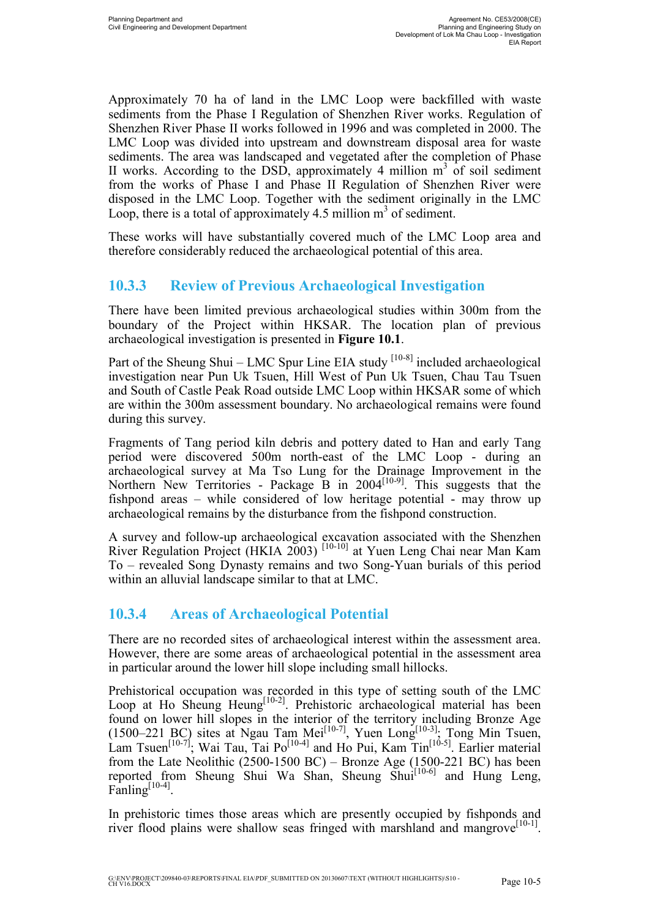Approximately 70 ha of land in the LMC Loop were backfilled with waste sediments from the Phase I Regulation of Shenzhen River works. Regulation of Shenzhen River Phase II works followed in 1996 and was completed in 2000. The LMC Loop was divided into upstream and downstream disposal area for waste sediments. The area was landscaped and vegetated after the completion of Phase II works. According to the DSD, approximately 4 million $m^3$ of soil sediment from the works of Phase I and Phase II Regulation of Shenzhen River were disposed in the LMC Loop. Together with the sediment originally in the LMC Loop, there is a total of approximately 4.5 million $m^3$ of sediment.

These works will have substantially covered much of the LMC Loop area and therefore considerably reduced the archaeological potential of this area.

### 10.3.3 Review of Previous Archaeological Investigation

There have been limited previous archaeological studies within 300m from the boundary of the Project within HKSAR. The location plan of previous archaeological investigation is presented in **Figure 10.1**.

Part of the Sheung Shui – LMC Spur Line EIA study [10-8] included archaeological investigation near Pun Uk Tsuen, Hill West of Pun Uk Tsuen, Chau Tau Tsuen and South of Castle Peak Road outside LMC Loop within HKSAR some of which are within the 300m assessment boundary. No archaeological remains were found during this survey.

Fragments of Tang period kiln debris and pottery dated to Han and early Tang period were discovered 500m north-east of the LMC Loop - during an archaeological survey at Ma Tso Lung for the Drainage Improvement in the Northern New Territories - Package B in 2004[10-9]. This suggests that the fishpond areas – while considered of low heritage potential - may throw up archaeological remains by the disturbance from the fishpond construction.

A survey and follow-up archaeological excavation associated with the Shenzhen River Regulation Project (HKIA 2003) [10-10] at Yuen Leng Chai near Man Kam To – revealed Song Dynasty remains and two Song-Yuan burials of this period within an alluvial landscape similar to that at LMC.

### 10.3.4 Areas of Archaeological Potential

There are no recorded sites of archaeological interest within the assessment area. However, there are some areas of archaeological potential in the assessment area in particular around the lower hill slope including small hillocks.

Prehistorical occupation was recorded in this type of setting south of the LMC Loop at Ho Sheung Heung[10-2]. Prehistoric archaeological material has been found on lower hill slopes in the interior of the territory including Bronze Age (1500–221 BC) sites at Ngau Tam Mei[10-7], Yuen Long[10-3]; Tong Min Tsuen, Lam Tsuen[10-7]; Wai Tau, Tai Po[10-4] and Ho Pui, Kam Tin[10-5]. Earlier material from the Late Neolithic (2500-1500 BC) – Bronze Age (1500-221 BC) has been reported from Sheung Shui Wa Shan, Sheung Shui[10-6] and Hung Leng, Fanling[10-4].

In prehistoric times those areas which are presently occupied by fishponds and river flood plains were shallow seas fringed with marshland and mangrove[10-1].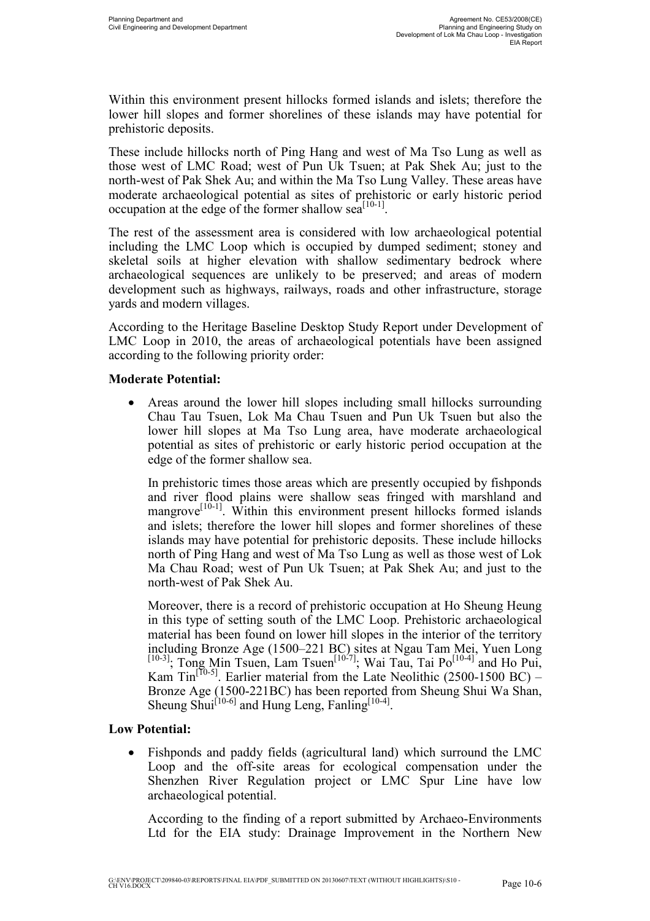Within this environment present hillocks formed islands and islets; therefore the lower hill slopes and former shorelines of these islands may have potential for prehistoric deposits.

These include hillocks north of Ping Hang and west of Ma Tso Lung as well as those west of LMC Road; west of Pun Uk Tsuen; at Pak Shek Au; just to the north-west of Pak Shek Au; and within the Ma Tso Lung Valley. These areas have moderate archaeological potential as sites of prehistoric or early historic period occupation at the edge of the former shallow sea[10-1].

The rest of the assessment area is considered with low archaeological potential including the LMC Loop which is occupied by dumped sediment; stoney and skeletal soils at higher elevation with shallow sedimentary bedrock where archaeological sequences are unlikely to be preserved; and areas of modern development such as highways, railways, roads and other infrastructure, storage yards and modern villages.

According to the Heritage Baseline Desktop Study Report under Development of LMC Loop in 2010, the areas of archaeological potentials have been assigned according to the following priority order:

**Moderate Potential:**

- Areas around the lower hill slopes including small hillocks surrounding Chau Tau Tsuen, Lok Ma Chau Tsuen and Pun Uk Tsuen but also the lower hill slopes at Ma Tso Lung area, have moderate archaeological potential as sites of prehistoric or early historic period occupation at the edge of the former shallow sea.

  In prehistoric times those areas which are presently occupied by fishponds and river flood plains were shallow seas fringed with marshland and mangrove[10-1]. Within this environment present hillocks formed islands and islets; therefore the lower hill slopes and former shorelines of these islands may have potential for prehistoric deposits. These include hillocks north of Ping Hang and west of Ma Tso Lung as well as those west of Lok Ma Chau Road; west of Pun Uk Tsuen; at Pak Shek Au; and just to the north-west of Pak Shek Au.

  Moreover, there is a record of prehistoric occupation at Ho Sheung Heung in this type of setting south of the LMC Loop. Prehistoric archaeological material has been found on lower hill slopes in the interior of the territory including Bronze Age (1500–221 BC) sites at Ngau Tam Mei, Yuen Long [10-3]; Tong Min Tsuen, Lam Tsuen[10-7]; Wai Tau, Tai Po[10-4] and Ho Pui, Kam Tin[10-5]. Earlier material from the Late Neolithic (2500-1500 BC) – Bronze Age (1500-221BC) has been reported from Sheung Shui Wa Shan, Sheung Shui[10-6] and Hung Leng, Fanling[10-4].

**Low Potential:**

- Fishponds and paddy fields (agricultural land) which surround the LMC Loop and the off-site areas for ecological compensation under the Shenzhen River Regulation project or LMC Spur Line have low archaeological potential.

  According to the finding of a report submitted by Archaeo-Environments Ltd for the EIA study: Drainage Improvement in the Northern New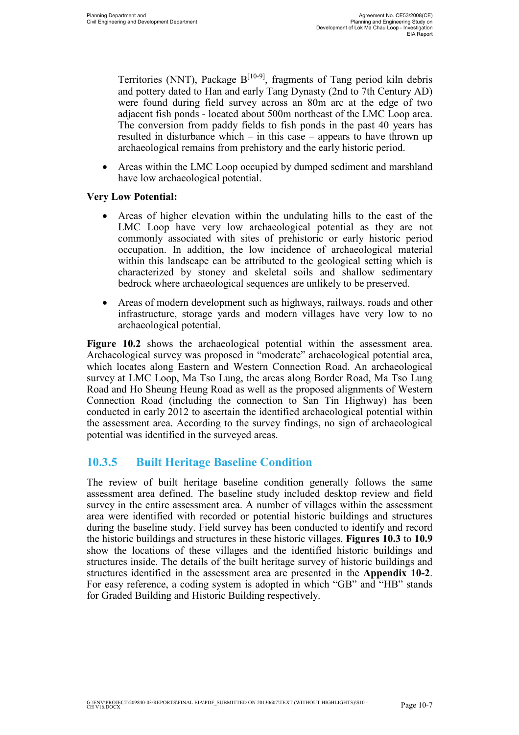Territories (NNT), Package B[10-9], fragments of Tang period kiln debris and pottery dated to Han and early Tang Dynasty (2nd to 7th Century AD) were found during field survey across an 80m arc at the edge of two adjacent fish ponds - located about 500m northeast of the LMC Loop area. The conversion from paddy fields to fish ponds in the past 40 years has resulted in disturbance which – in this case – appears to have thrown up archaeological remains from prehistory and the early historic period.

- Areas within the LMC Loop occupied by dumped sediment and marshland have low archaeological potential.

**Very Low Potential:**

- Areas of higher elevation within the undulating hills to the east of the LMC Loop have very low archaeological potential as they are not commonly associated with sites of prehistoric or early historic period occupation. In addition, the low incidence of archaeological material within this landscape can be attributed to the geological setting which is characterized by stoney and skeletal soils and shallow sedimentary bedrock where archaeological sequences are unlikely to be preserved.
- Areas of modern development such as highways, railways, roads and other infrastructure, storage yards and modern villages have very low to no archaeological potential.

**Figure 10.2** shows the archaeological potential within the assessment area. Archaeological survey was proposed in "moderate" archaeological potential area, which locates along Eastern and Western Connection Road. An archaeological survey at LMC Loop, Ma Tso Lung, the areas along Border Road, Ma Tso Lung Road and Ho Sheung Heung Road as well as the proposed alignments of Western Connection Road (including the connection to San Tin Highway) has been conducted in early 2012 to ascertain the identified archaeological potential within the assessment area. According to the survey findings, no sign of archaeological potential was identified in the surveyed areas.

### 10.3.5 Built Heritage Baseline Condition

The review of built heritage baseline condition generally follows the same assessment area defined. The baseline study included desktop review and field survey in the entire assessment area. A number of villages within the assessment area were identified with recorded or potential historic buildings and structures during the baseline study. Field survey has been conducted to identify and record the historic buildings and structures in these historic villages. **Figures 10.3** to **10.9** show the locations of these villages and the identified historic buildings and structures inside. The details of the built heritage survey of historic buildings and structures identified in the assessment area are presented in the **Appendix 10-2**. For easy reference, a coding system is adopted in which "GB" and "HB" stands for Graded Building and Historic Building respectively.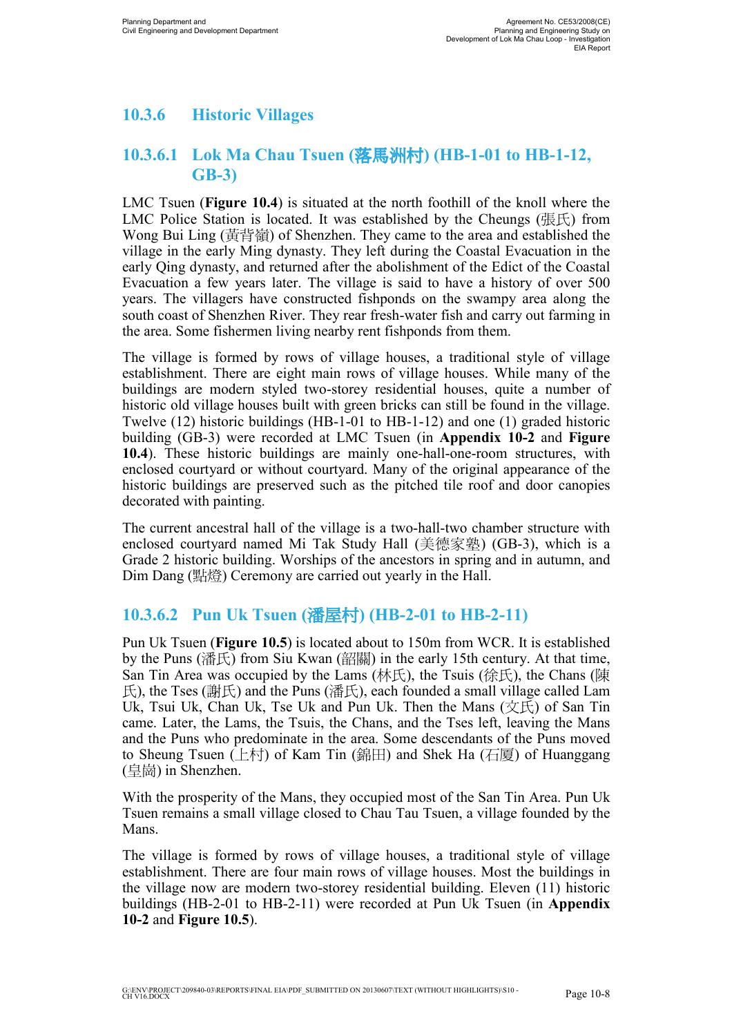### 10.3.6 Historic Villages

#### 10.3.6.1 Lok Ma Chau Tsuen (落馬洲村) (HB-1-01 to HB-1-12, GB-3)

LMC Tsuen (**Figure 10.4**) is situated at the north foothill of the knoll where the LMC Police Station is located. It was established by the Cheungs (張氏) from Wong Bui Ling (黃背嶺) of Shenzhen. They came to the area and established the village in the early Ming dynasty. They left during the Coastal Evacuation in the early Qing dynasty, and returned after the abolishment of the Edict of the Coastal Evacuation a few years later. The village is said to have a history of over 500 years. The villagers have constructed fishponds on the swampy area along the south coast of Shenzhen River. They rear fresh-water fish and carry out farming in the area. Some fishermen living nearby rent fishponds from them.

The village is formed by rows of village houses, a traditional style of village establishment. There are eight main rows of village houses. While many of the buildings are modern styled two-storey residential houses, quite a number of historic old village houses built with green bricks can still be found in the village. Twelve (12) historic buildings (HB-1-01 to HB-1-12) and one (1) graded historic building (GB-3) were recorded at LMC Tsuen (in **Appendix 10-2** and **Figure 10.4**). These historic buildings are mainly one-hall-one-room structures, with enclosed courtyard or without courtyard. Many of the original appearance of the historic buildings are preserved such as the pitched tile roof and door canopies decorated with painting.

The current ancestral hall of the village is a two-hall-two chamber structure with enclosed courtyard named Mi Tak Study Hall (美德家塾) (GB-3), which is a Grade 2 historic building. Worships of the ancestors in spring and in autumn, and Dim Dang (點燈) Ceremony are carried out yearly in the Hall.

#### 10.3.6.2 Pun Uk Tsuen (潘屋村) (HB-2-01 to HB-2-11)

Pun Uk Tsuen (**Figure 10.5**) is located about to 150m from WCR. It is established by the Puns (潘氏) from Siu Kwan (韶關) in the early 15th century. At that time, San Tin Area was occupied by the Lams (林氏), the Tsuis (徐氏), the Chans (陳氏), the Tses (謝氏) and the Puns (潘氏), each founded a small village called Lam Uk, Tsui Uk, Chan Uk, Tse Uk and Pun Uk. Then the Mans (文氏) of San Tin came. Later, the Lams, the Tsuis, the Chans, and the Tses left, leaving the Mans and the Puns who predominate in the area. Some descendants of the Puns moved to Sheung Tsuen (上村) of Kam Tin (錦田) and Shek Ha (石厦) of Huanggang (皇崗) in Shenzhen.

With the prosperity of the Mans, they occupied most of the San Tin Area. Pun Uk Tsuen remains a small village closed to Chau Tau Tsuen, a village founded by the Mans.

The village is formed by rows of village houses, a traditional style of village establishment. There are four main rows of village houses. Most the buildings in the village now are modern two-storey residential building. Eleven (11) historic buildings (HB-2-01 to HB-2-11) were recorded at Pun Uk Tsuen (in **Appendix 10-2** and **Figure 10.5**).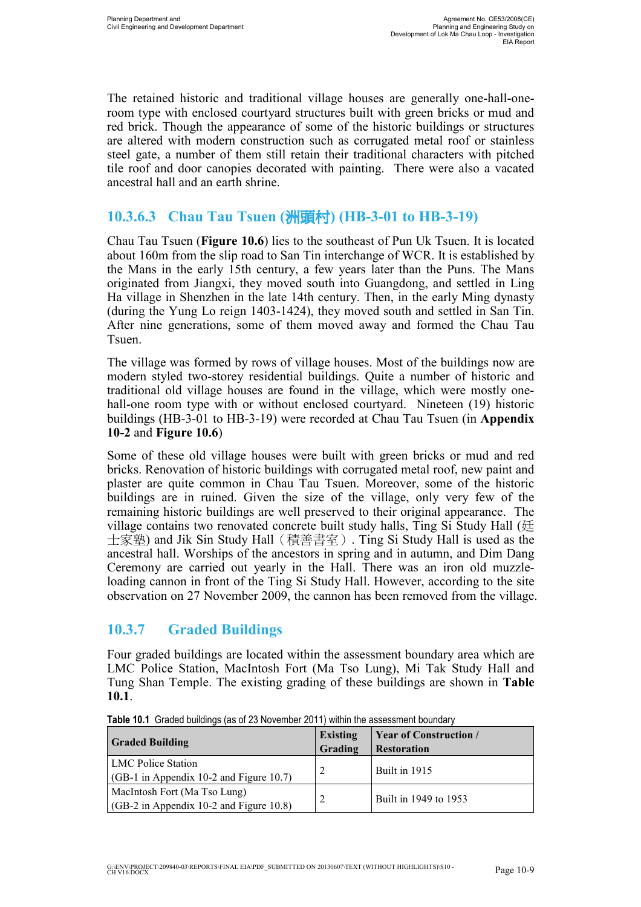The retained historic and traditional village houses are generally one-hall-one-room type with enclosed courtyard structures built with green bricks or mud and red brick. Though the appearance of some of the historic buildings or structures are altered with modern construction such as corrugated metal roof or stainless steel gate, a number of them still retain their traditional characters with pitched tile roof and door canopies decorated with painting. There were also a vacated ancestral hall and an earth shrine.

### 10.3.6.3 Chau Tau Tsuen (洲頭村) (HB-3-01 to HB-3-19)

Chau Tau Tsuen (**Figure 10.6**) lies to the southeast of Pun Uk Tsuen. It is located about 160m from the slip road to San Tin interchange of WCR. It is established by the Mans in the early 15th century, a few years later than the Puns. The Mans originated from Jiangxi, they moved south into Guangdong, and settled in Ling Ha village in Shenzhen in the late 14th century. Then, in the early Ming dynasty (during the Yung Lo reign 1403-1424), they moved south and settled in San Tin. After nine generations, some of them moved away and formed the Chau Tau Tsuen.

The village was formed by rows of village houses. Most of the buildings now are modern styled two-storey residential buildings. Quite a number of historic and traditional old village houses are found in the village, which were mostly one-hall-one room type with or without enclosed courtyard. Nineteen (19) historic buildings (HB-3-01 to HB-3-19) were recorded at Chau Tau Tsuen (in **Appendix 10-2** and **Figure 10.6**)

Some of these old village houses were built with green bricks or mud and red bricks. Renovation of historic buildings with corrugated metal roof, new paint and plaster are quite common in Chau Tau Tsuen. Moreover, some of the historic buildings are in ruined. Given the size of the village, only very few of the remaining historic buildings are well preserved to their original appearance. The village contains two renovated concrete built study halls, Ting Si Study Hall (廷士家塾) and Jik Sin Study Hall（積善書室）. Ting Si Study Hall is used as the ancestral hall. Worships of the ancestors in spring and in autumn, and Dim Dang Ceremony are carried out yearly in the Hall. There was an iron old muzzle-loading cannon in front of the Ting Si Study Hall. However, according to the site observation on 27 November 2009, the cannon has been removed from the village.

## 10.3.7 Graded Buildings

Four graded buildings are located within the assessment boundary area which are LMC Police Station, MacIntosh Fort (Ma Tso Lung), Mi Tak Study Hall and Tung Shan Temple. The existing grading of these buildings are shown in **Table 10.1**.

**Table 10.1** Graded buildings (as of 23 November 2011) within the assessment boundary

| Graded Building | Existing Grading | Year of Construction / Restoration |
|---|---|---|
| LMC Police Station (GB-1 in Appendix 10-2 and Figure 10.7) | 2 | Built in 1915 |
| MacIntosh Fort (Ma Tso Lung) (GB-2 in Appendix 10-2 and Figure 10.8) | 2 | Built in 1949 to 1953 |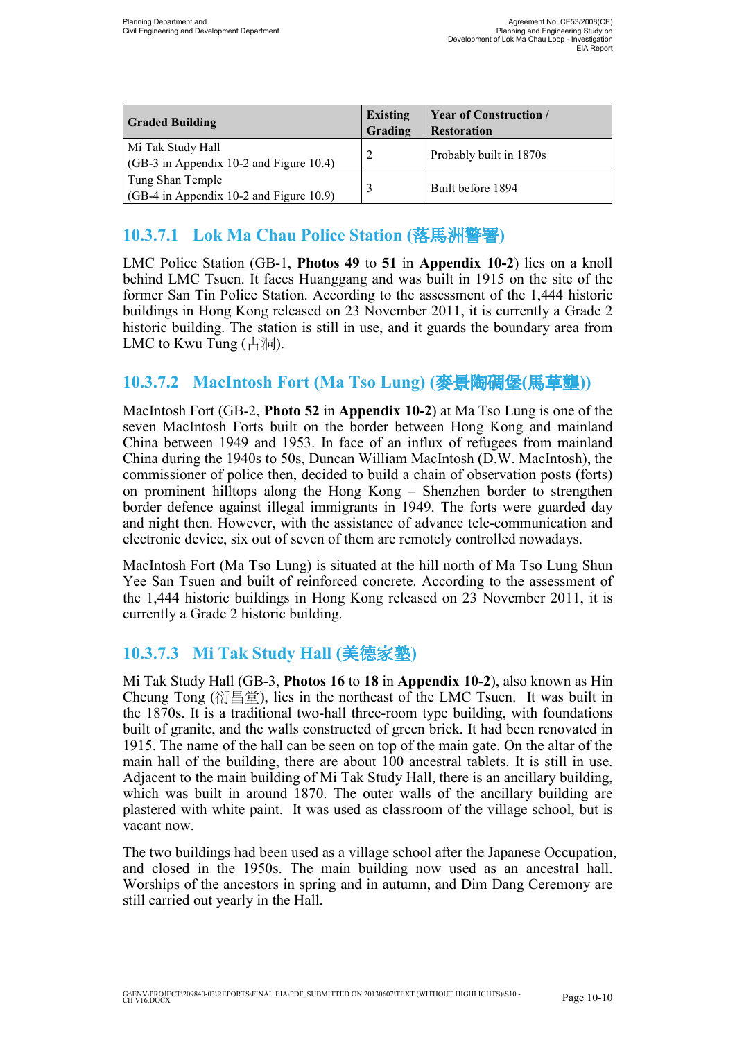| Graded Building | Existing Grading | Year of Construction / Restoration |
|---|---|---|
| Mi Tak Study Hall (GB-3 in Appendix 10-2 and Figure 10.4) | 2 | Probably built in 1870s |
| Tung Shan Temple (GB-4 in Appendix 10-2 and Figure 10.9) | 3 | Built before 1894 |

### 10.3.7.1 Lok Ma Chau Police Station (落馬洲警署)

LMC Police Station (GB-1, **Photos 49** to **51** in **Appendix 10-2**) lies on a knoll behind LMC Tsuen. It faces Huanggang and was built in 1915 on the site of the former San Tin Police Station. According to the assessment of the 1,444 historic buildings in Hong Kong released on 23 November 2011, it is currently a Grade 2 historic building. The station is still in use, and it guards the boundary area from LMC to Kwu Tung (古洞).

### 10.3.7.2 MacIntosh Fort (Ma Tso Lung) (麥景陶碉堡(馬草壟))

MacIntosh Fort (GB-2, **Photo 52** in **Appendix 10-2**) at Ma Tso Lung is one of the seven MacIntosh Forts built on the border between Hong Kong and mainland China between 1949 and 1953. In face of an influx of refugees from mainland China during the 1940s to 50s, Duncan William MacIntosh (D.W. MacIntosh), the commissioner of police then, decided to build a chain of observation posts (forts) on prominent hilltops along the Hong Kong – Shenzhen border to strengthen border defence against illegal immigrants in 1949. The forts were guarded day and night then. However, with the assistance of advance tele-communication and electronic device, six out of seven of them are remotely controlled nowadays.

MacIntosh Fort (Ma Tso Lung) is situated at the hill north of Ma Tso Lung Shun Yee San Tsuen and built of reinforced concrete. According to the assessment of the 1,444 historic buildings in Hong Kong released on 23 November 2011, it is currently a Grade 2 historic building.

### 10.3.7.3 Mi Tak Study Hall (美德家塾)

Mi Tak Study Hall (GB-3, **Photos 16** to **18** in **Appendix 10-2**), also known as Hin Cheung Tong (衍昌堂), lies in the northeast of the LMC Tsuen. It was built in the 1870s. It is a traditional two-hall three-room type building, with foundations built of granite, and the walls constructed of green brick. It had been renovated in 1915. The name of the hall can be seen on top of the main gate. On the altar of the main hall of the building, there are about 100 ancestral tablets. It is still in use. Adjacent to the main building of Mi Tak Study Hall, there is an ancillary building, which was built in around 1870. The outer walls of the ancillary building are plastered with white paint. It was used as classroom of the village school, but is vacant now.

The two buildings had been used as a village school after the Japanese Occupation, and closed in the 1950s. The main building now used as an ancestral hall. Worships of the ancestors in spring and in autumn, and Dim Dang Ceremony are still carried out yearly in the Hall.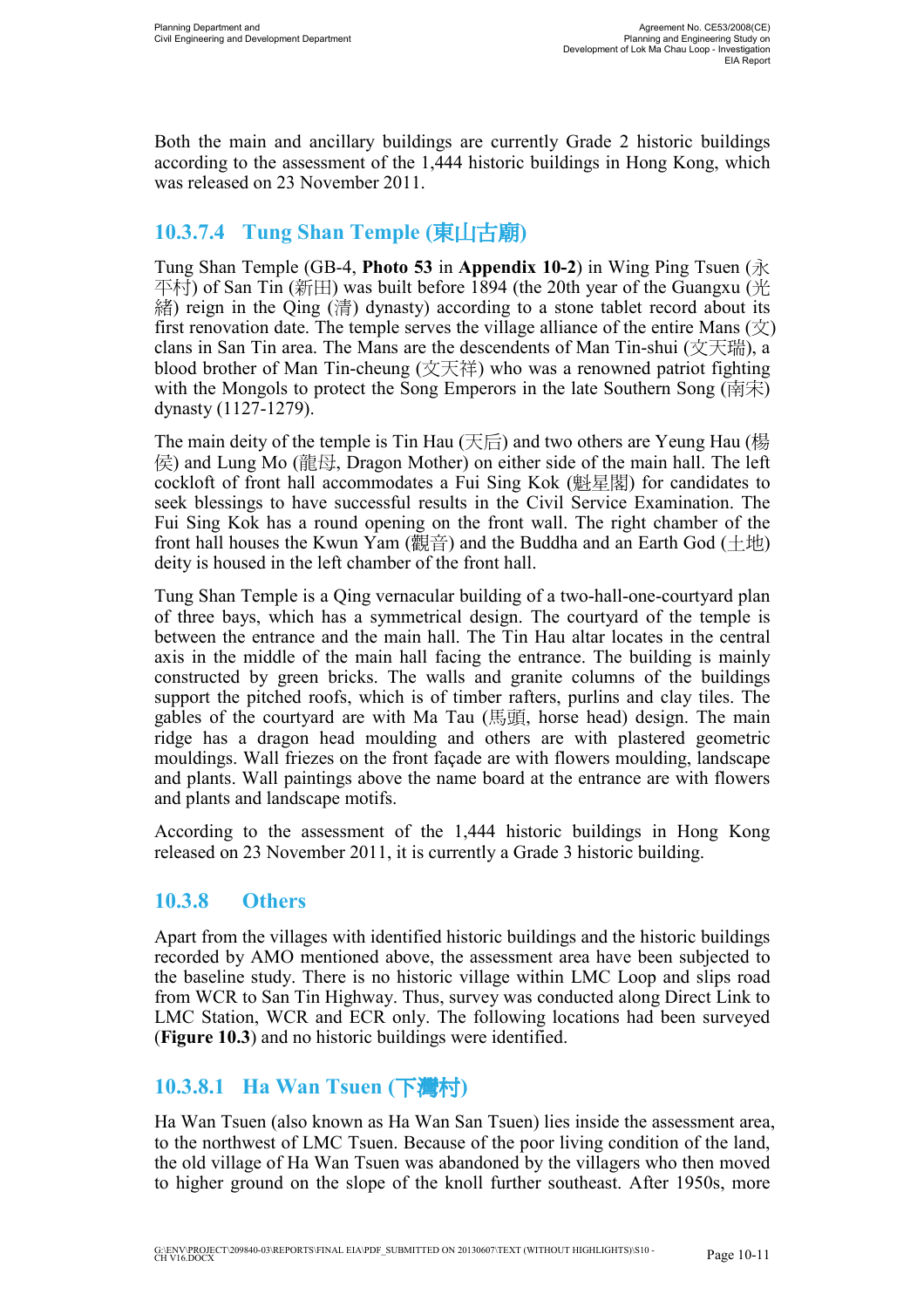Both the main and ancillary buildings are currently Grade 2 historic buildings according to the assessment of the 1,444 historic buildings in Hong Kong, which was released on 23 November 2011.

#### 10.3.7.4 Tung Shan Temple (東山古廟)

Tung Shan Temple (GB-4, **Photo 53** in **Appendix 10-2**) in Wing Ping Tsuen (永平村) of San Tin (新田) was built before 1894 (the 20th year of the Guangxu (光緒) reign in the Qing (清) dynasty) according to a stone tablet record about its first renovation date. The temple serves the village alliance of the entire Mans (文) clans in San Tin area. The Mans are the descendents of Man Tin-shui (文天瑞), a blood brother of Man Tin-cheung (文天祥) who was a renowned patriot fighting with the Mongols to protect the Song Emperors in the late Southern Song (南宋) dynasty (1127-1279).

The main deity of the temple is Tin Hau (天后) and two others are Yeung Hau (楊侯) and Lung Mo (龍母, Dragon Mother) on either side of the main hall. The left cockloft of front hall accommodates a Fui Sing Kok (魁星閣) for candidates to seek blessings to have successful results in the Civil Service Examination. The Fui Sing Kok has a round opening on the front wall. The right chamber of the front hall houses the Kwun Yam (觀音) and the Buddha and an Earth God (土地) deity is housed in the left chamber of the front hall.

Tung Shan Temple is a Qing vernacular building of a two-hall-one-courtyard plan of three bays, which has a symmetrical design. The courtyard of the temple is between the entrance and the main hall. The Tin Hau altar locates in the central axis in the middle of the main hall facing the entrance. The building is mainly constructed by green bricks. The walls and granite columns of the buildings support the pitched roofs, which is of timber rafters, purlins and clay tiles. The gables of the courtyard are with Ma Tau (馬頭, horse head) design. The main ridge has a dragon head moulding and others are with plastered geometric mouldings. Wall friezes on the front façade are with flowers moulding, landscape and plants. Wall paintings above the name board at the entrance are with flowers and plants and landscape motifs.

According to the assessment of the 1,444 historic buildings in Hong Kong released on 23 November 2011, it is currently a Grade 3 historic building.

### 10.3.8 Others

Apart from the villages with identified historic buildings and the historic buildings recorded by AMO mentioned above, the assessment area have been subjected to the baseline study. There is no historic village within LMC Loop and slips road from WCR to San Tin Highway. Thus, survey was conducted along Direct Link to LMC Station, WCR and ECR only. The following locations had been surveyed (**Figure 10.3**) and no historic buildings were identified.

#### 10.3.8.1 Ha Wan Tsuen (下灣村)

Ha Wan Tsuen (also known as Ha Wan San Tsuen) lies inside the assessment area, to the northwest of LMC Tsuen. Because of the poor living condition of the land, the old village of Ha Wan Tsuen was abandoned by the villagers who then moved to higher ground on the slope of the knoll further southeast. After 1950s, more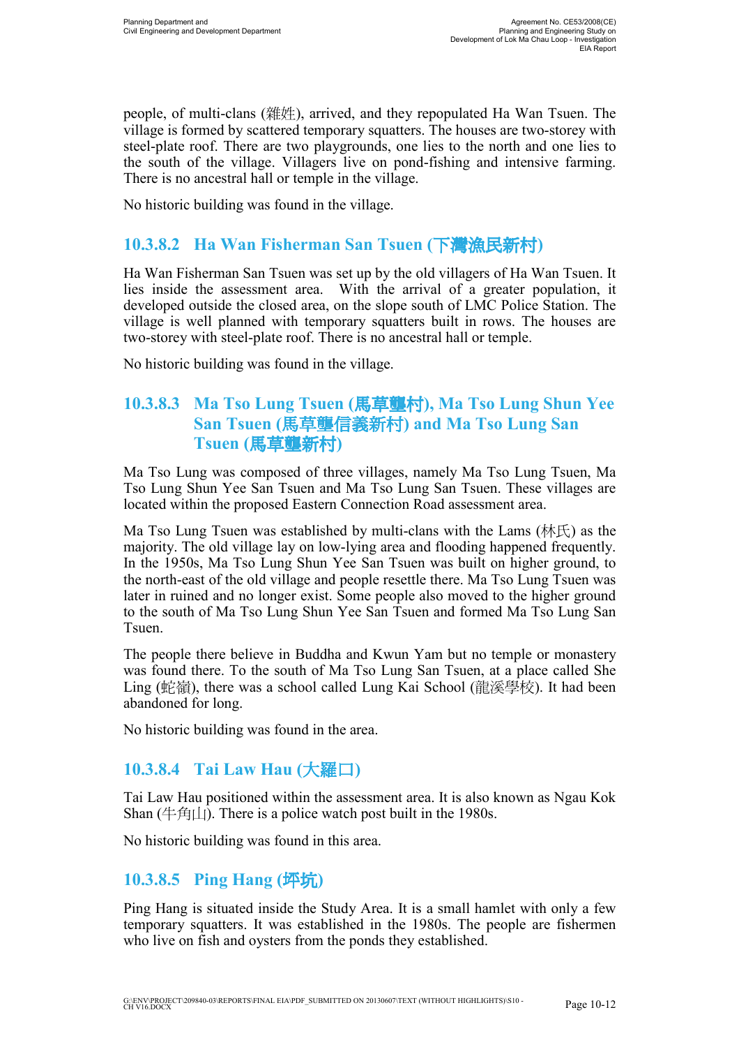people, of multi-clans (雜姓), arrived, and they repopulated Ha Wan Tsuen. The village is formed by scattered temporary squatters. The houses are two-storey with steel-plate roof. There are two playgrounds, one lies to the north and one lies to the south of the village. Villagers live on pond-fishing and intensive farming. There is no ancestral hall or temple in the village.

No historic building was found in the village.

#### 10.3.8.2 Ha Wan Fisherman San Tsuen (下灣漁民新村)

Ha Wan Fisherman San Tsuen was set up by the old villagers of Ha Wan Tsuen. It lies inside the assessment area. With the arrival of a greater population, it developed outside the closed area, on the slope south of LMC Police Station. The village is well planned with temporary squatters built in rows. The houses are two-storey with steel-plate roof. There is no ancestral hall or temple.

No historic building was found in the village.

#### 10.3.8.3 Ma Tso Lung Tsuen (馬草壟村), Ma Tso Lung Shun Yee San Tsuen (馬草壟信義新村) and Ma Tso Lung San Tsuen (馬草壟新村)

Ma Tso Lung was composed of three villages, namely Ma Tso Lung Tsuen, Ma Tso Lung Shun Yee San Tsuen and Ma Tso Lung San Tsuen. These villages are located within the proposed Eastern Connection Road assessment area.

Ma Tso Lung Tsuen was established by multi-clans with the Lams (林氏) as the majority. The old village lay on low-lying area and flooding happened frequently. In the 1950s, Ma Tso Lung Shun Yee San Tsuen was built on higher ground, to the north-east of the old village and people resettle there. Ma Tso Lung Tsuen was later in ruined and no longer exist. Some people also moved to the higher ground to the south of Ma Tso Lung Shun Yee San Tsuen and formed Ma Tso Lung San Tsuen.

The people there believe in Buddha and Kwun Yam but no temple or monastery was found there. To the south of Ma Tso Lung San Tsuen, at a place called She Ling (蛇嶺), there was a school called Lung Kai School (龍溪學校). It had been abandoned for long.

No historic building was found in the area.

#### 10.3.8.4 Tai Law Hau (大羅口)

Tai Law Hau positioned within the assessment area. It is also known as Ngau Kok Shan (牛角山). There is a police watch post built in the 1980s.

No historic building was found in this area.

#### 10.3.8.5 Ping Hang (坪坑)

Ping Hang is situated inside the Study Area. It is a small hamlet with only a few temporary squatters. It was established in the 1980s. The people are fishermen who live on fish and oysters from the ponds they established.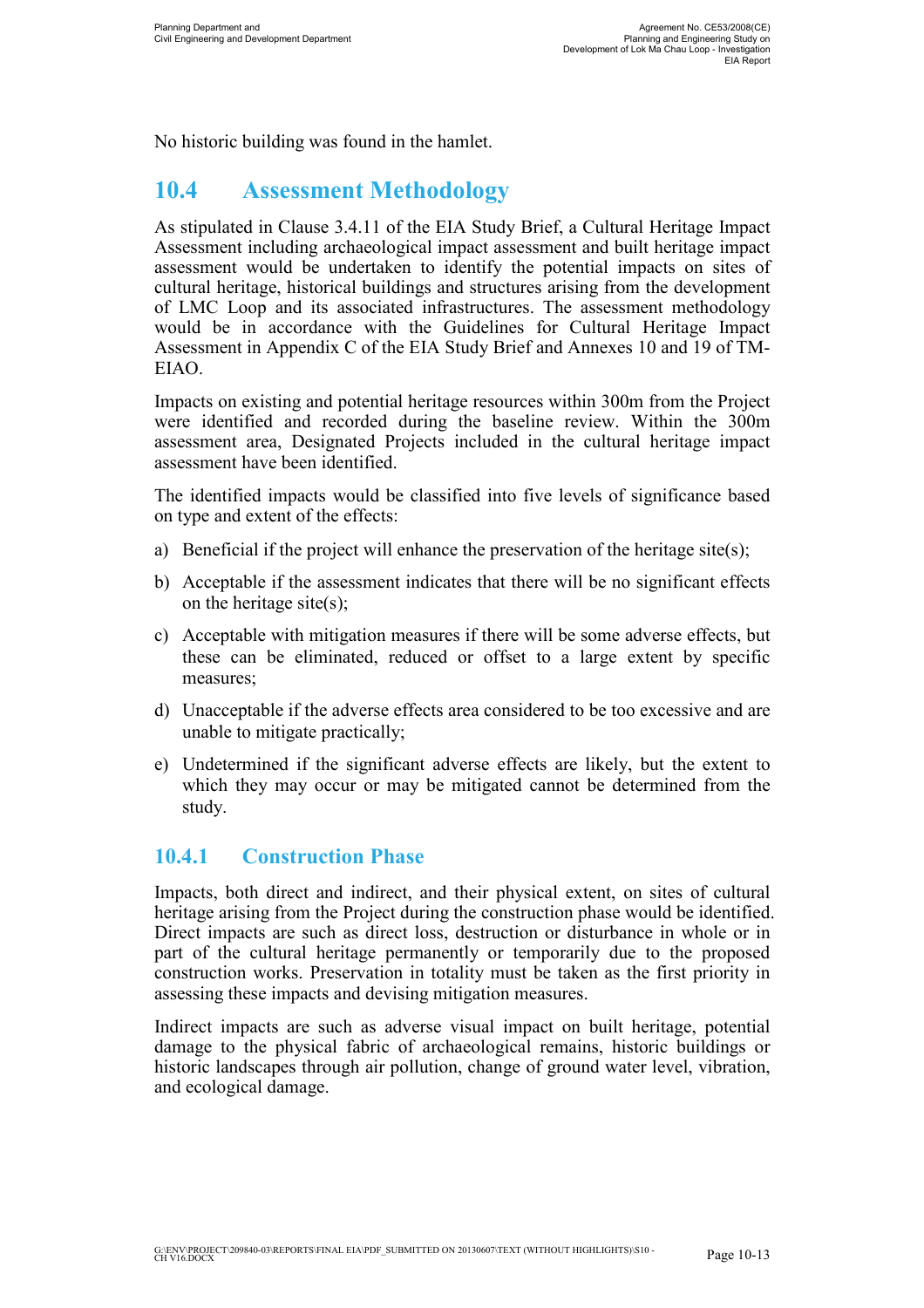No historic building was found in the hamlet.

## 10.4 Assessment Methodology

As stipulated in Clause 3.4.11 of the EIA Study Brief, a Cultural Heritage Impact Assessment including archaeological impact assessment and built heritage impact assessment would be undertaken to identify the potential impacts on sites of cultural heritage, historical buildings and structures arising from the development of LMC Loop and its associated infrastructures. The assessment methodology would be in accordance with the Guidelines for Cultural Heritage Impact Assessment in Appendix C of the EIA Study Brief and Annexes 10 and 19 of TM-EIAO.

Impacts on existing and potential heritage resources within 300m from the Project were identified and recorded during the baseline review. Within the 300m assessment area, Designated Projects included in the cultural heritage impact assessment have been identified.

The identified impacts would be classified into five levels of significance based on type and extent of the effects:

a) Beneficial if the project will enhance the preservation of the heritage site(s);

b) Acceptable if the assessment indicates that there will be no significant effects on the heritage site(s);

c) Acceptable with mitigation measures if there will be some adverse effects, but these can be eliminated, reduced or offset to a large extent by specific measures;

d) Unacceptable if the adverse effects area considered to be too excessive and are unable to mitigate practically;

e) Undetermined if the significant adverse effects are likely, but the extent to which they may occur or may be mitigated cannot be determined from the study.

### 10.4.1 Construction Phase

Impacts, both direct and indirect, and their physical extent, on sites of cultural heritage arising from the Project during the construction phase would be identified. Direct impacts are such as direct loss, destruction or disturbance in whole or in part of the cultural heritage permanently or temporarily due to the proposed construction works. Preservation in totality must be taken as the first priority in assessing these impacts and devising mitigation measures.

Indirect impacts are such as adverse visual impact on built heritage, potential damage to the physical fabric of archaeological remains, historic buildings or historic landscapes through air pollution, change of ground water level, vibration, and ecological damage.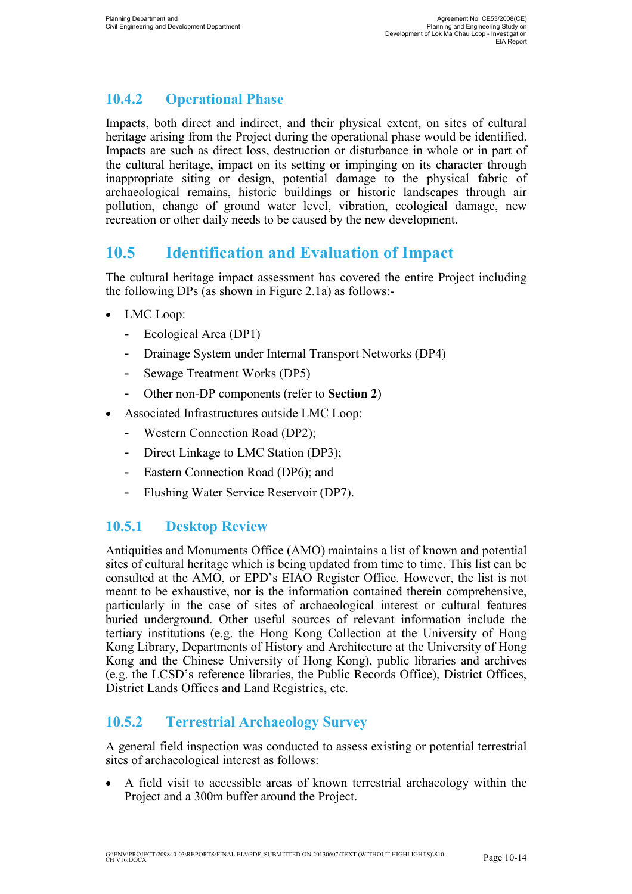### 10.4.2 Operational Phase

Impacts, both direct and indirect, and their physical extent, on sites of cultural heritage arising from the Project during the operational phase would be identified. Impacts are such as direct loss, destruction or disturbance in whole or in part of the cultural heritage, impact on its setting or impinging on its character through inappropriate siting or design, potential damage to the physical fabric of archaeological remains, historic buildings or historic landscapes through air pollution, change of ground water level, vibration, ecological damage, new recreation or other daily needs to be caused by the new development.

## 10.5 Identification and Evaluation of Impact

The cultural heritage impact assessment has covered the entire Project including the following DPs (as shown in Figure 2.1a) as follows:-

- LMC Loop:
  - Ecological Area (DP1)
  - Drainage System under Internal Transport Networks (DP4)
  - Sewage Treatment Works (DP5)
  - Other non-DP components (refer to **Section 2**)
- Associated Infrastructures outside LMC Loop:
  - Western Connection Road (DP2);
  - Direct Linkage to LMC Station (DP3);
  - Eastern Connection Road (DP6); and
  - Flushing Water Service Reservoir (DP7).

### 10.5.1 Desktop Review

Antiquities and Monuments Office (AMO) maintains a list of known and potential sites of cultural heritage which is being updated from time to time. This list can be consulted at the AMO, or EPD's EIAO Register Office. However, the list is not meant to be exhaustive, nor is the information contained therein comprehensive, particularly in the case of sites of archaeological interest or cultural features buried underground. Other useful sources of relevant information include the tertiary institutions (e.g. the Hong Kong Collection at the University of Hong Kong Library, Departments of History and Architecture at the University of Hong Kong and the Chinese University of Hong Kong), public libraries and archives (e.g. the LCSD's reference libraries, the Public Records Office), District Offices, District Lands Offices and Land Registries, etc.

### 10.5.2 Terrestrial Archaeology Survey

A general field inspection was conducted to assess existing or potential terrestrial sites of archaeological interest as follows:

- A field visit to accessible areas of known terrestrial archaeology within the Project and a 300m buffer around the Project.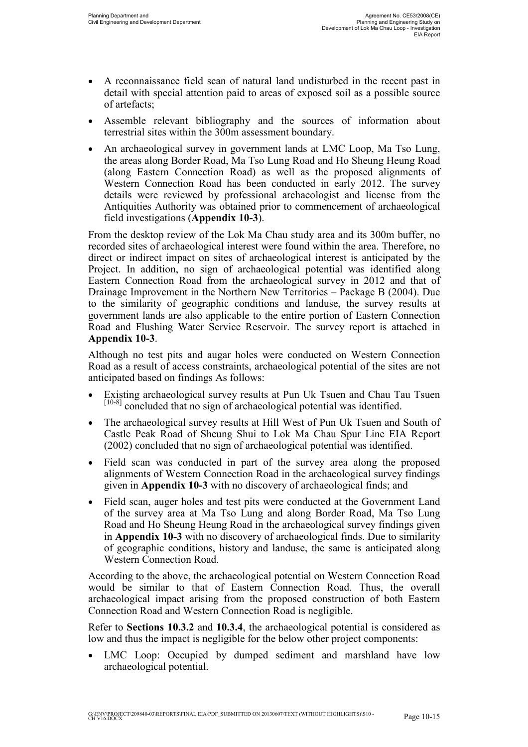- A reconnaissance field scan of natural land undisturbed in the recent past in detail with special attention paid to areas of exposed soil as a possible source of artefacts;
- Assemble relevant bibliography and the sources of information about terrestrial sites within the 300m assessment boundary.
- An archaeological survey in government lands at LMC Loop, Ma Tso Lung, the areas along Border Road, Ma Tso Lung Road and Ho Sheung Heung Road (along Eastern Connection Road) as well as the proposed alignments of Western Connection Road has been conducted in early 2012. The survey details were reviewed by professional archaeologist and license from the Antiquities Authority was obtained prior to commencement of archaeological field investigations (**Appendix 10-3**).

From the desktop review of the Lok Ma Chau study area and its 300m buffer, no recorded sites of archaeological interest were found within the area. Therefore, no direct or indirect impact on sites of archaeological interest is anticipated by the Project. In addition, no sign of archaeological potential was identified along Eastern Connection Road from the archaeological survey in 2012 and that of Drainage Improvement in the Northern New Territories – Package B (2004). Due to the similarity of geographic conditions and landuse, the survey results at government lands are also applicable to the entire portion of Eastern Connection Road and Flushing Water Service Reservoir. The survey report is attached in **Appendix 10-3**.

Although no test pits and augar holes were conducted on Western Connection Road as a result of access constraints, archaeological potential of the sites are not anticipated based on findings As follows:

- Existing archaeological survey results at Pun Uk Tsuen and Chau Tau Tsuen [10-8] concluded that no sign of archaeological potential was identified.
- The archaeological survey results at Hill West of Pun Uk Tsuen and South of Castle Peak Road of Sheung Shui to Lok Ma Chau Spur Line EIA Report (2002) concluded that no sign of archaeological potential was identified.
- Field scan was conducted in part of the survey area along the proposed alignments of Western Connection Road in the archaeological survey findings given in **Appendix 10-3** with no discovery of archaeological finds; and
- Field scan, auger holes and test pits were conducted at the Government Land of the survey area at Ma Tso Lung and along Border Road, Ma Tso Lung Road and Ho Sheung Heung Road in the archaeological survey findings given in **Appendix 10-3** with no discovery of archaeological finds. Due to similarity of geographic conditions, history and landuse, the same is anticipated along Western Connection Road.

According to the above, the archaeological potential on Western Connection Road would be similar to that of Eastern Connection Road. Thus, the overall archaeological impact arising from the proposed construction of both Eastern Connection Road and Western Connection Road is negligible.

Refer to **Sections 10.3.2** and **10.3.4**, the archaeological potential is considered as low and thus the impact is negligible for the below other project components:

- LMC Loop: Occupied by dumped sediment and marshland have low archaeological potential.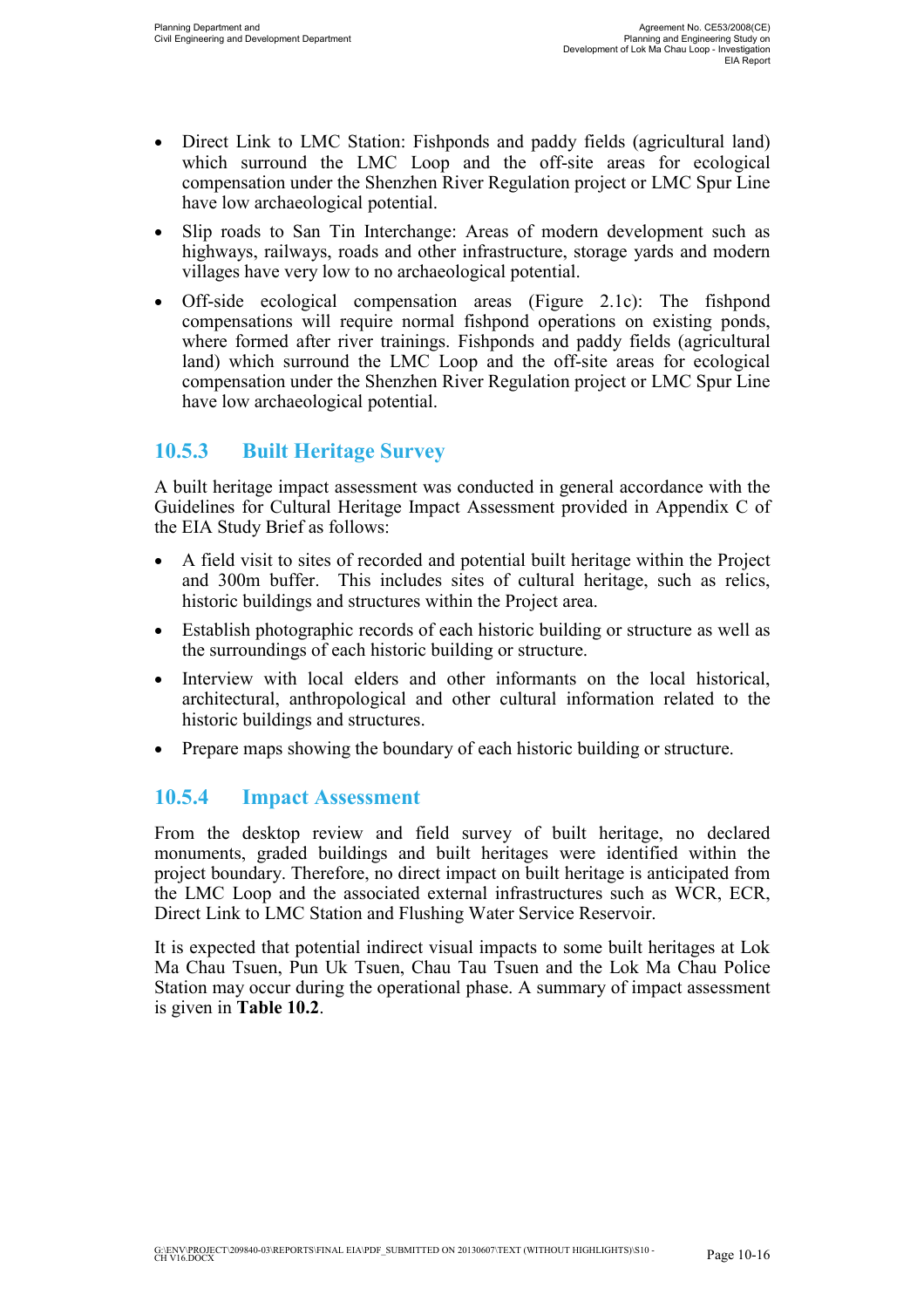- Direct Link to LMC Station: Fishponds and paddy fields (agricultural land) which surround the LMC Loop and the off-site areas for ecological compensation under the Shenzhen River Regulation project or LMC Spur Line have low archaeological potential.
- Slip roads to San Tin Interchange: Areas of modern development such as highways, railways, roads and other infrastructure, storage yards and modern villages have very low to no archaeological potential.
- Off-side ecological compensation areas (Figure 2.1c): The fishpond compensations will require normal fishpond operations on existing ponds, where formed after river trainings. Fishponds and paddy fields (agricultural land) which surround the LMC Loop and the off-site areas for ecological compensation under the Shenzhen River Regulation project or LMC Spur Line have low archaeological potential.

### 10.5.3 Built Heritage Survey

A built heritage impact assessment was conducted in general accordance with the Guidelines for Cultural Heritage Impact Assessment provided in Appendix C of the EIA Study Brief as follows:

- A field visit to sites of recorded and potential built heritage within the Project and 300m buffer. This includes sites of cultural heritage, such as relics, historic buildings and structures within the Project area.
- Establish photographic records of each historic building or structure as well as the surroundings of each historic building or structure.
- Interview with local elders and other informants on the local historical, architectural, anthropological and other cultural information related to the historic buildings and structures.
- Prepare maps showing the boundary of each historic building or structure.

### 10.5.4 Impact Assessment

From the desktop review and field survey of built heritage, no declared monuments, graded buildings and built heritages were identified within the project boundary. Therefore, no direct impact on built heritage is anticipated from the LMC Loop and the associated external infrastructures such as WCR, ECR, Direct Link to LMC Station and Flushing Water Service Reservoir.

It is expected that potential indirect visual impacts to some built heritages at Lok Ma Chau Tsuen, Pun Uk Tsuen, Chau Tau Tsuen and the Lok Ma Chau Police Station may occur during the operational phase. A summary of impact assessment is given in **Table 10.2**.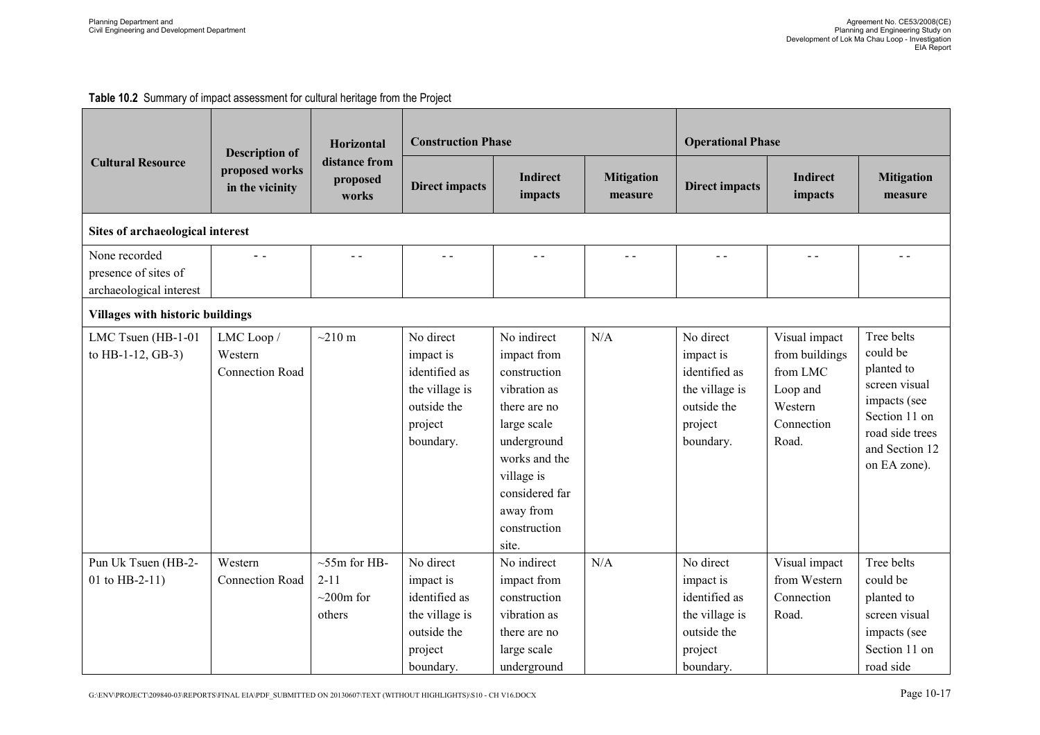**Table 10.2** Summary of impact assessment for cultural heritage from the Project

| Cultural Resource | Description of proposed works in the vicinity | Horizontal distance from proposed works | Construction Phase | | | Operational Phase | | |
|---|---|---|---|---|---|---|---|---|
| | | | Direct impacts | Indirect impacts | Mitigation measure | Direct impacts | Indirect impacts | Mitigation measure |
| **Sites of archaeological interest** | | | | | | | | |
| None recorded presence of sites of archaeological interest | - - | - - | - - | - - | - - | - - | - - | - - |
| **Villages with historic buildings** | | | | | | | | |
| LMC Tsuen (HB-1-01 to HB-1-12, GB-3) | LMC Loop / Western Connection Road | ~210 m | No direct impact is identified as the village is outside the project boundary. | No indirect impact from construction vibration as there are no large scale underground works and the village is considered far away from construction site. | N/A | No direct impact is identified as the village is outside the project boundary. | Visual impact from buildings from LMC Loop and Western Connection Road. | Tree belts could be planted to screen visual impacts (see Section 11 on road side trees and Section 12 on EA zone). |
| Pun Uk Tsuen (HB-2-01 to HB-2-11) | Western Connection Road | ~55m for HB-2-11 ~200m for others | No direct impact is identified as the village is outside the project boundary. | No indirect impact from construction vibration as there are no large scale underground | N/A | No direct impact is identified as the village is outside the project boundary. | Visual impact from Western Connection Road. | Tree belts could be planted to screen visual impacts (see Section 11 on road side |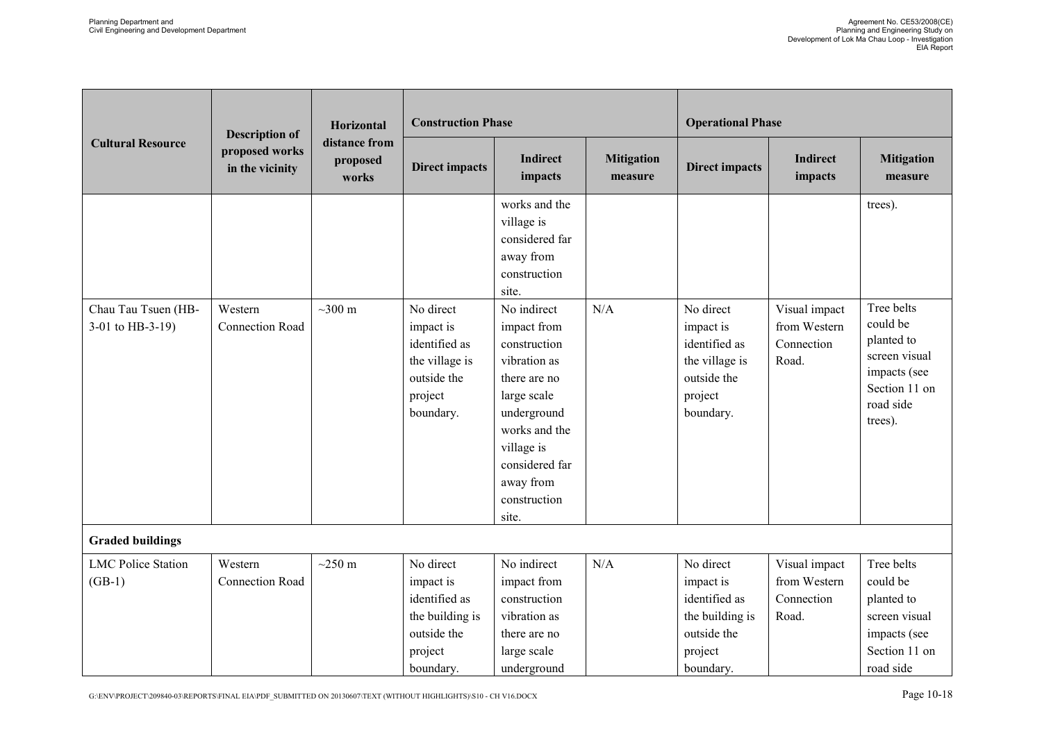| Cultural Resource | Description of proposed works in the vicinity | Horizontal distance from proposed works | Construction Phase | | | Operational Phase | | |
|---|---|---|---|---|---|---|---|---|
| | | | Direct impacts | Indirect impacts | Mitigation measure | Direct impacts | Indirect impacts | Mitigation measure |
| | | | | works and the village is considered far away from construction site. | | | | trees). |
| Chau Tau Tsuen (HB-3-01 to HB-3-19) | Western Connection Road | ~300 m | No direct impact is identified as the village is outside the project boundary. | No indirect impact from construction vibration as there are no large scale underground works and the village is considered far away from construction site. | N/A | No direct impact is identified as the village is outside the project boundary. | Visual impact from Western Connection Road. | Tree belts could be planted to screen visual impacts (see Section 11 on road side trees). |
| **Graded buildings** | | | | | | | | |
| LMC Police Station (GB-1) | Western Connection Road | ~250 m | No direct impact is identified as the building is outside the project boundary. | No indirect impact from construction vibration as there are no large scale underground | N/A | No direct impact is identified as the building is outside the project boundary. | Visual impact from Western Connection Road. | Tree belts could be planted to screen visual impacts (see Section 11 on road side |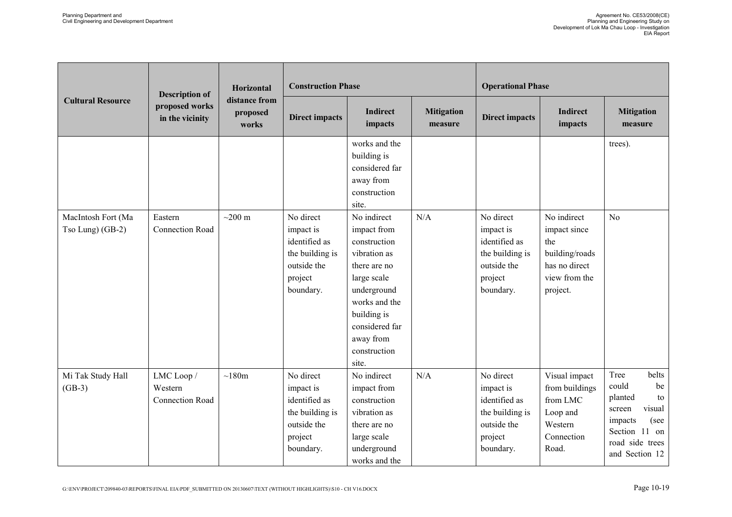| Cultural Resource | Description of proposed works in the vicinity | Horizontal distance from proposed works | Construction Phase | | | Operational Phase | | |
|---|---|---|---|---|---|---|---|---|
| | | | Direct impacts | Indirect impacts | Mitigation measure | Direct impacts | Indirect impacts | Mitigation measure |
| | | | | works and the building is considered far away from construction site. | | | | trees). |
| MacIntosh Fort (Ma Tso Lung) (GB-2) | Eastern Connection Road | ~200 m | No direct impact is identified as the building is outside the project boundary. | No indirect impact from construction vibration as there are no large scale underground works and the building is considered far away from construction site. | N/A | No direct impact is identified as the building is outside the project boundary. | No indirect impact since the building/roads has no direct view from the project. | No |
| Mi Tak Study Hall (GB-3) | LMC Loop / Western Connection Road | ~180m | No direct impact is identified as the building is outside the project boundary. | No indirect impact from construction vibration as there are no large scale underground works and the | N/A | No direct impact is identified as the building is outside the project boundary. | Visual impact from buildings from LMC Loop and Western Connection Road. | Tree belts could be planted to screen visual impacts (see Section 11 on road side trees and Section 12 |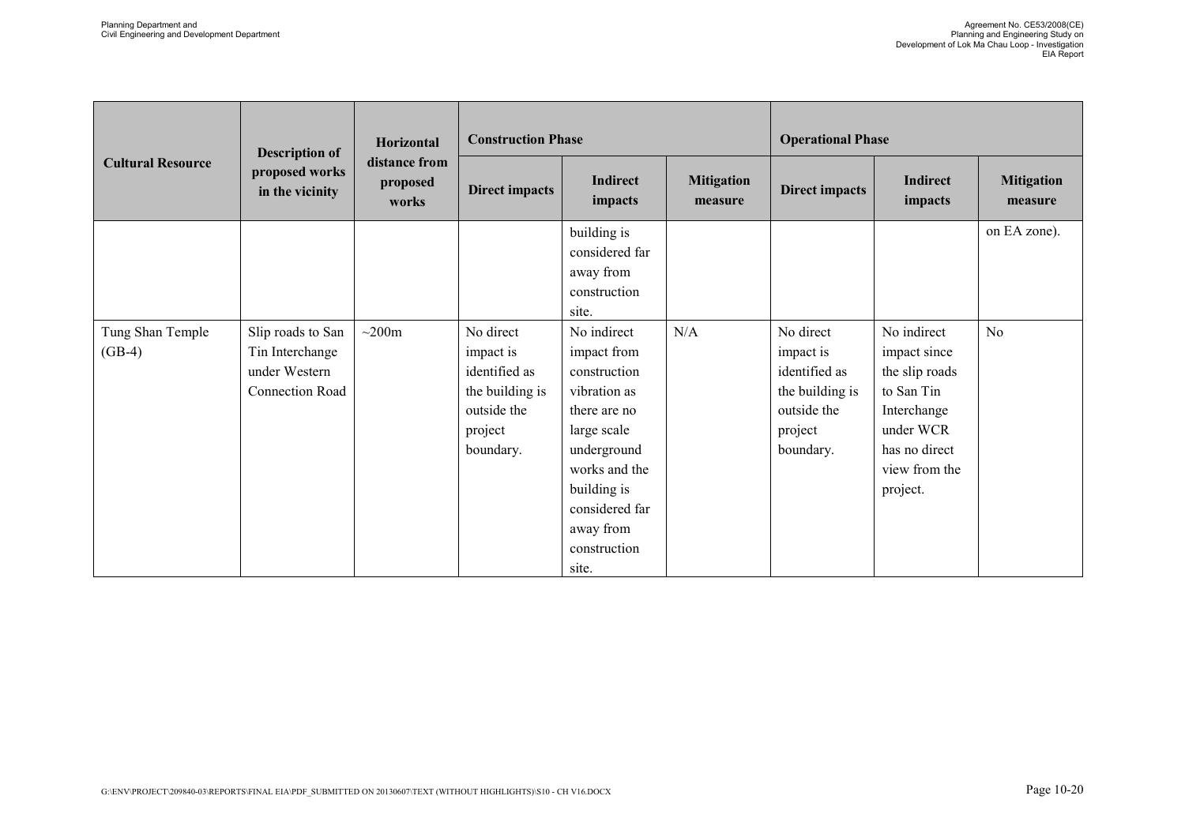| Cultural Resource | Description of proposed works in the vicinity | Horizontal distance from proposed works | Construction Phase | | | Operational Phase | | |
|---|---|---|---|---|---|---|---|---|
| | | | Direct impacts | Indirect impacts | Mitigation measure | Direct impacts | Indirect impacts | Mitigation measure |
| | | | | building is considered far away from construction site. | | | | on EA zone). |
| Tung Shan Temple (GB-4) | Slip roads to San Tin Interchange under Western Connection Road | ~200m | No direct impact is identified as the building is outside the project boundary. | No indirect impact from construction vibration as there are no large scale underground works and the building is considered far away from construction site. | N/A | No direct impact is identified as the building is outside the project boundary. | No indirect impact since the slip roads to San Tin Interchange under WCR has no direct view from the project. | No |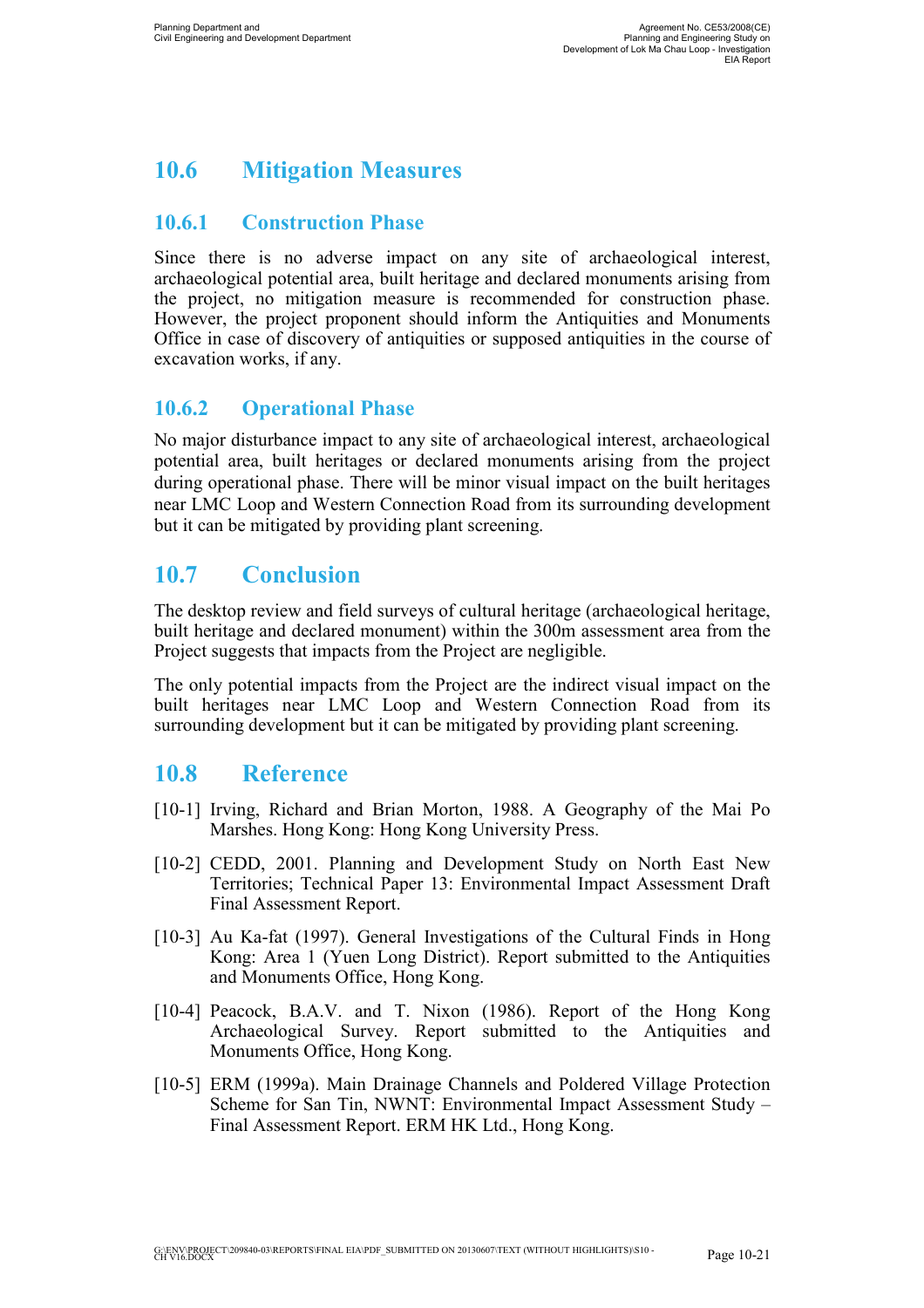## 10.6 Mitigation Measures

### 10.6.1 Construction Phase

Since there is no adverse impact on any site of archaeological interest, archaeological potential area, built heritage and declared monuments arising from the project, no mitigation measure is recommended for construction phase. However, the project proponent should inform the Antiquities and Monuments Office in case of discovery of antiquities or supposed antiquities in the course of excavation works, if any.

### 10.6.2 Operational Phase

No major disturbance impact to any site of archaeological interest, archaeological potential area, built heritages or declared monuments arising from the project during operational phase. There will be minor visual impact on the built heritages near LMC Loop and Western Connection Road from its surrounding development but it can be mitigated by providing plant screening.

## 10.7 Conclusion

The desktop review and field surveys of cultural heritage (archaeological heritage, built heritage and declared monument) within the 300m assessment area from the Project suggests that impacts from the Project are negligible.

The only potential impacts from the Project are the indirect visual impact on the built heritages near LMC Loop and Western Connection Road from its surrounding development but it can be mitigated by providing plant screening.

## 10.8 Reference

[10-1] Irving, Richard and Brian Morton, 1988. A Geography of the Mai Po Marshes. Hong Kong: Hong Kong University Press.

[10-2] CEDD, 2001. Planning and Development Study on North East New Territories; Technical Paper 13: Environmental Impact Assessment Draft Final Assessment Report.

[10-3] Au Ka-fat (1997). General Investigations of the Cultural Finds in Hong Kong: Area 1 (Yuen Long District). Report submitted to the Antiquities and Monuments Office, Hong Kong.

[10-4] Peacock, B.A.V. and T. Nixon (1986). Report of the Hong Kong Archaeological Survey. Report submitted to the Antiquities and Monuments Office, Hong Kong.

[10-5] ERM (1999a). Main Drainage Channels and Poldered Village Protection Scheme for San Tin, NWNT: Environmental Impact Assessment Study – Final Assessment Report. ERM HK Ltd., Hong Kong.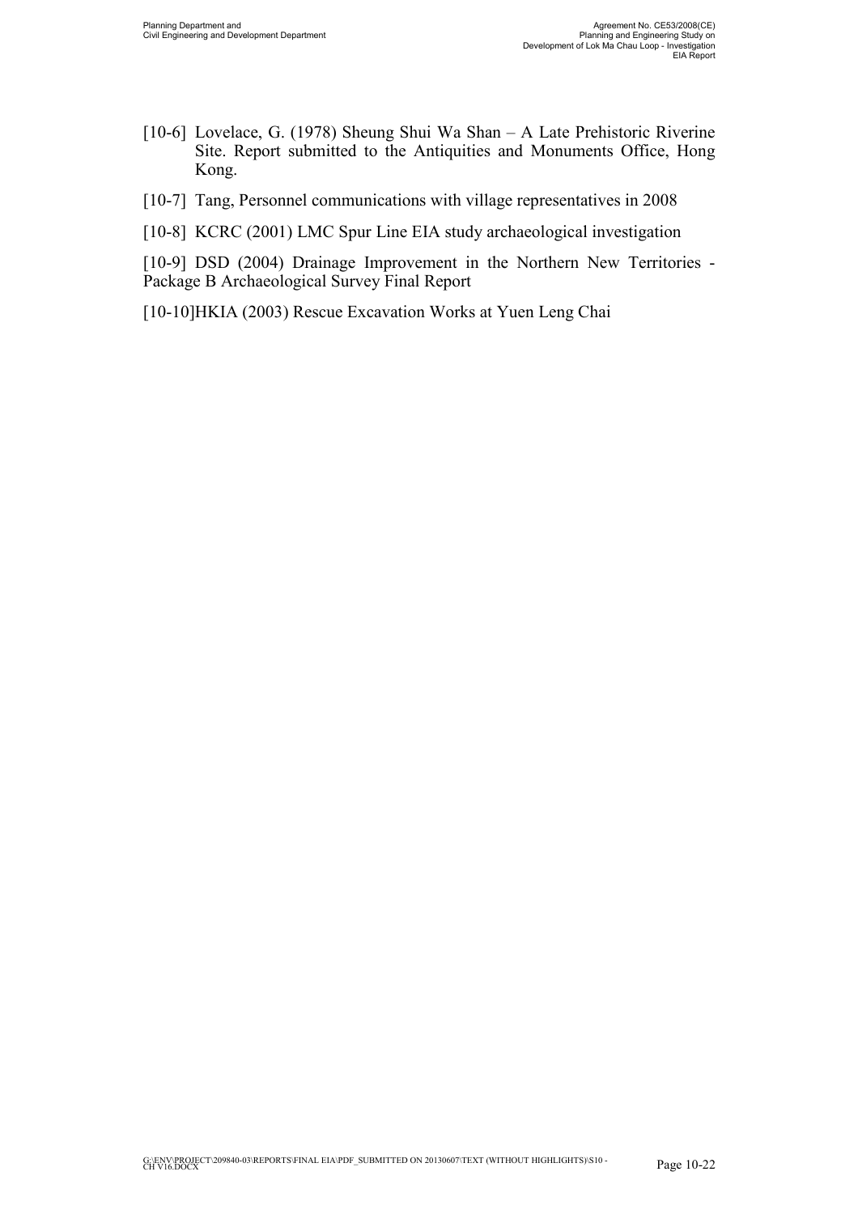[10-6] Lovelace, G. (1978) Sheung Shui Wa Shan – A Late Prehistoric Riverine Site. Report submitted to the Antiquities and Monuments Office, Hong Kong.

[10-7] Tang, Personnel communications with village representatives in 2008

[10-8] KCRC (2001) LMC Spur Line EIA study archaeological investigation

[10-9] DSD (2004) Drainage Improvement in the Northern New Territories - Package B Archaeological Survey Final Report

[10-10]HKIA (2003) Rescue Excavation Works at Yuen Leng Chai